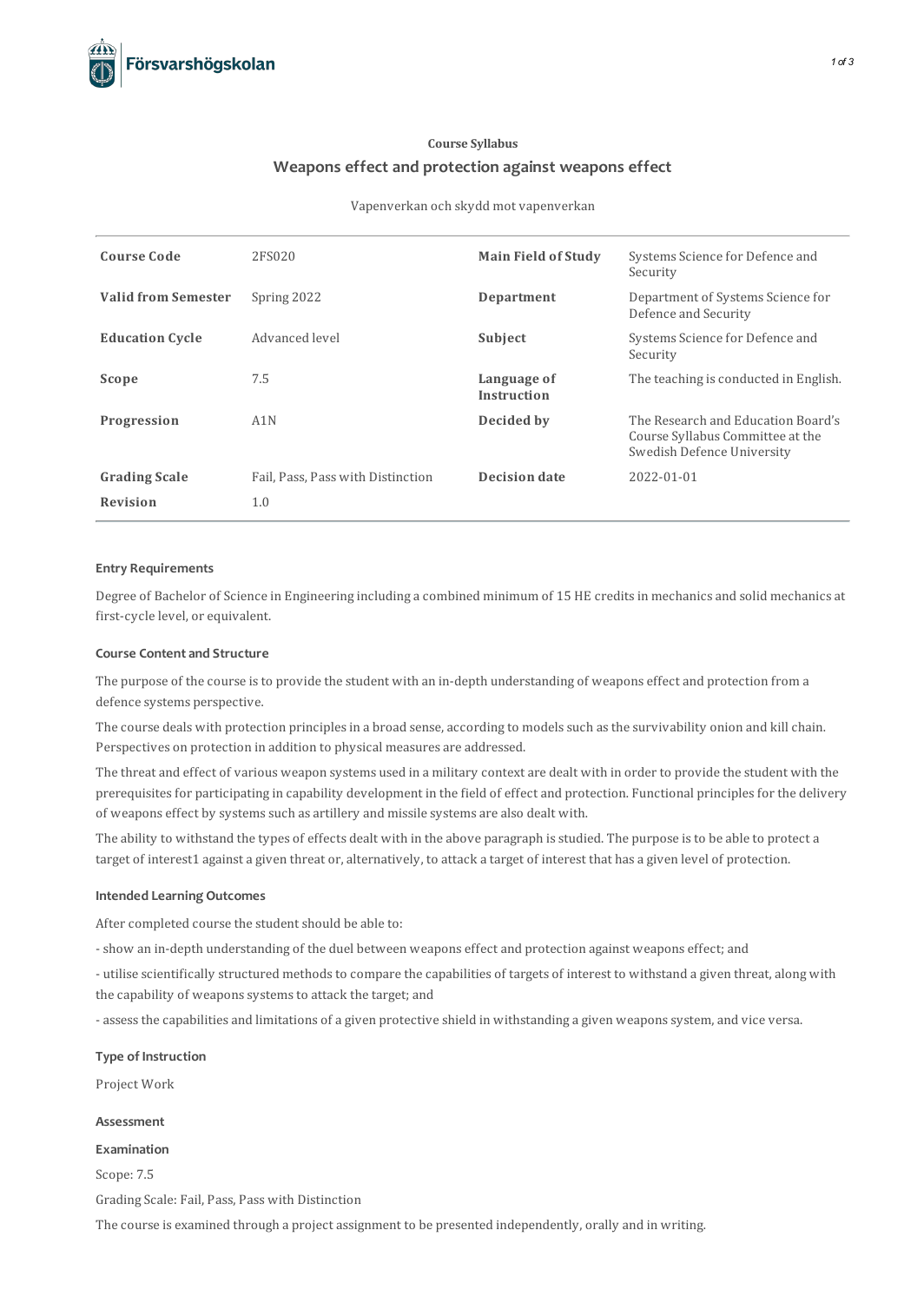**Course Syllabus**

# Weapons effect and protection against weapons effect

Vapenverkan och skydd mot vapenverkan

| | | | |
|---|---|---|---|
| **Course Code** | 2FS020 | **Main Field of Study** | Systems Science for Defence and Security |
| **Valid from Semester** | Spring 2022 | **Department** | Department of Systems Science for Defence and Security |
| **Education Cycle** | Advanced level | **Subject** | Systems Science for Defence and Security |
| **Scope** | 7.5 | **Language of Instruction** | The teaching is conducted in English. |
| **Progression** | A1N | **Decided by** | The Research and Education Board's Course Syllabus Committee at the Swedish Defence University |
| **Grading Scale** | Fail, Pass, Pass with Distinction | **Decision date** | 2022-01-01 |
| **Revision** | 1.0 | | |

### Entry Requirements

Degree of Bachelor of Science in Engineering including a combined minimum of 15 HE credits in mechanics and solid mechanics at first-cycle level, or equivalent.

### Course Content and Structure

The purpose of the course is to provide the student with an in-depth understanding of weapons effect and protection from a defence systems perspective.

The course deals with protection principles in a broad sense, according to models such as the survivability onion and kill chain. Perspectives on protection in addition to physical measures are addressed.

The threat and effect of various weapon systems used in a military context are dealt with in order to provide the student with the prerequisites for participating in capability development in the field of effect and protection. Functional principles for the delivery of weapons effect by systems such as artillery and missile systems are also dealt with.

The ability to withstand the types of effects dealt with in the above paragraph is studied. The purpose is to be able to protect a target of interest1 against a given threat or, alternatively, to attack a target of interest that has a given level of protection.

### Intended Learning Outcomes

After completed course the student should be able to:

- show an in-depth understanding of the duel between weapons effect and protection against weapons effect; and

- utilise scientifically structured methods to compare the capabilities of targets of interest to withstand a given threat, along with the capability of weapons systems to attack the target; and

- assess the capabilities and limitations of a given protective shield in withstanding a given weapons system, and vice versa.

### Type of Instruction

Project Work

### Assessment

#### Examination

Scope: 7.5

Grading Scale: Fail, Pass, Pass with Distinction

The course is examined through a project assignment to be presented independently, orally and in writing.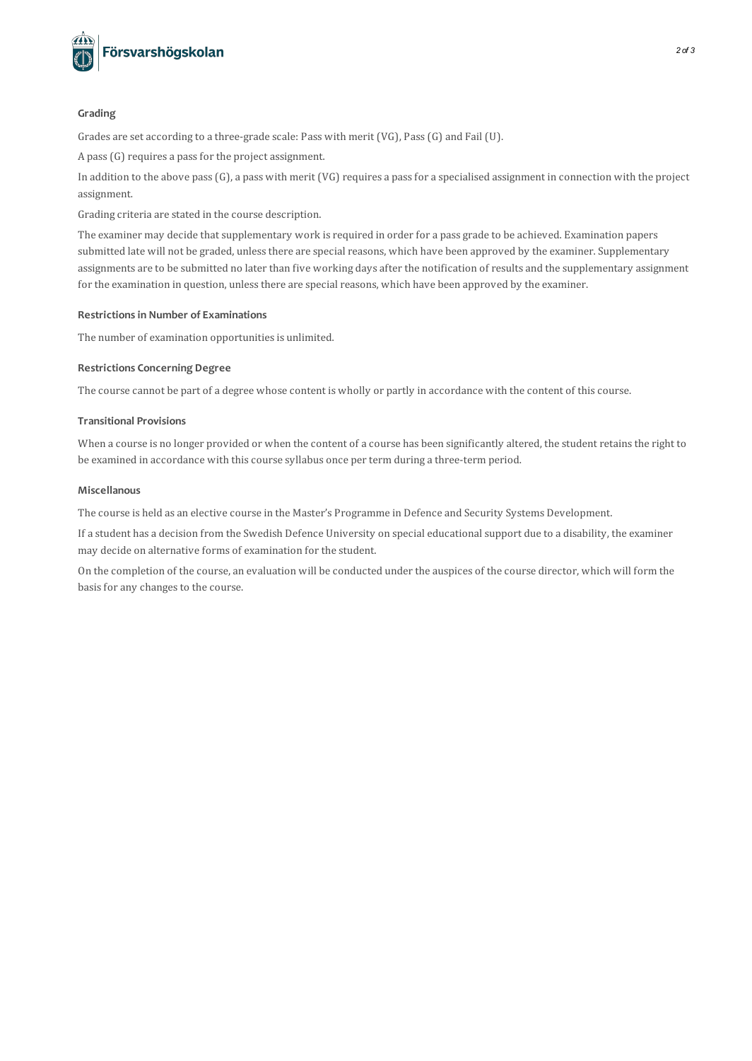## Grading

Grades are set according to a three-grade scale: Pass with merit (VG), Pass (G) and Fail (U).

A pass (G) requires a pass for the project assignment.

In addition to the above pass (G), a pass with merit (VG) requires a pass for a specialised assignment in connection with the project assignment.

Grading criteria are stated in the course description.

The examiner may decide that supplementary work is required in order for a pass grade to be achieved. Examination papers submitted late will not be graded, unless there are special reasons, which have been approved by the examiner. Supplementary assignments are to be submitted no later than five working days after the notification of results and the supplementary assignment for the examination in question, unless there are special reasons, which have been approved by the examiner.

## Restrictions in Number of Examinations

The number of examination opportunities is unlimited.

## Restrictions Concerning Degree

The course cannot be part of a degree whose content is wholly or partly in accordance with the content of this course.

## Transitional Provisions

When a course is no longer provided or when the content of a course has been significantly altered, the student retains the right to be examined in accordance with this course syllabus once per term during a three-term period.

## Miscellanous

The course is held as an elective course in the Master's Programme in Defence and Security Systems Development.

If a student has a decision from the Swedish Defence University on special educational support due to a disability, the examiner may decide on alternative forms of examination for the student.

On the completion of the course, an evaluation will be conducted under the auspices of the course director, which will form the basis for any changes to the course.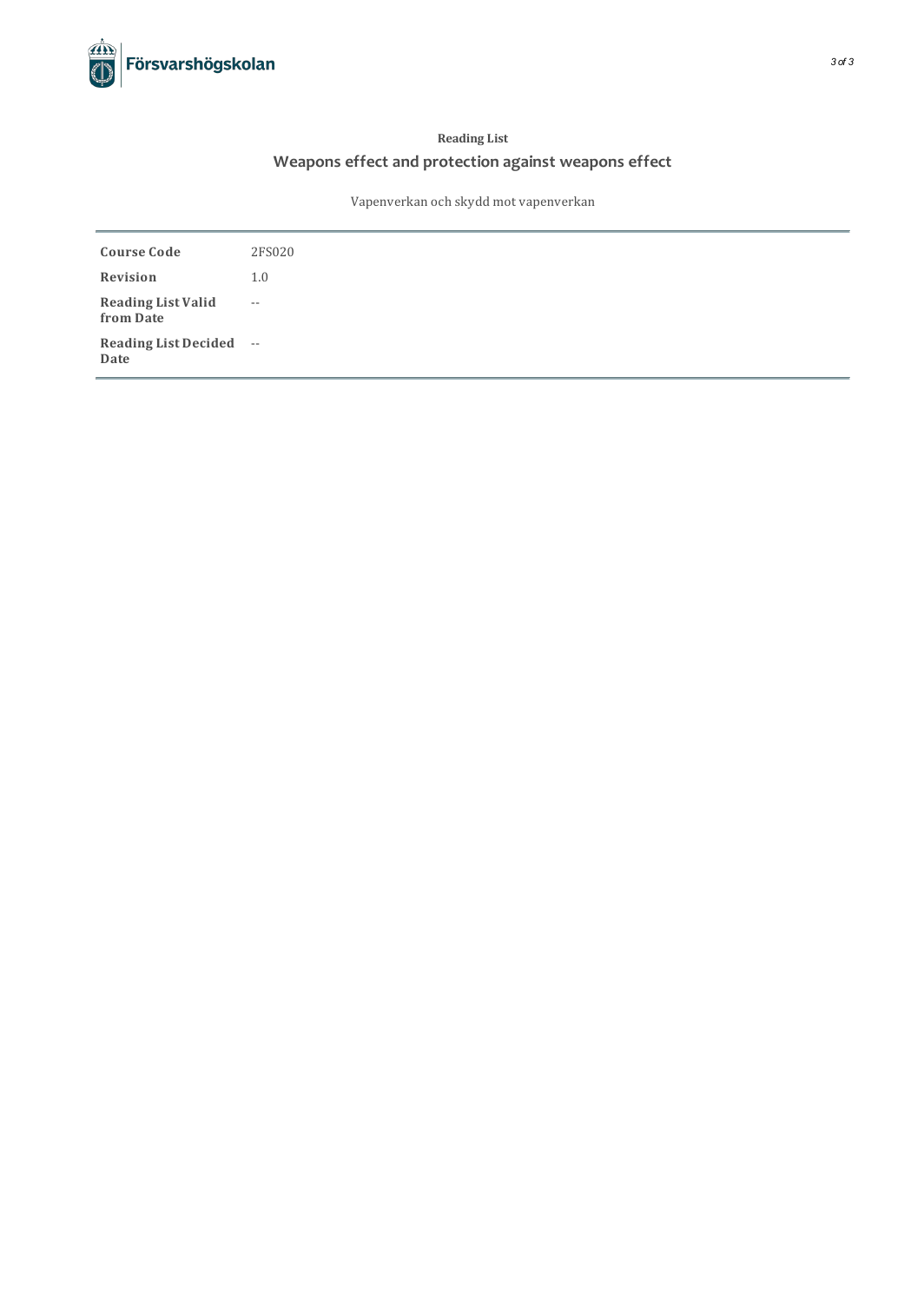**Reading List**

# Weapons effect and protection against weapons effect

Vapenverkan och skydd mot vapenverkan

| | |
|---|---|
| **Course Code** | 2FS020 |
| **Revision** | 1.0 |
| **Reading List Valid from Date** | -- |
| **Reading List Decided Date** | -- |